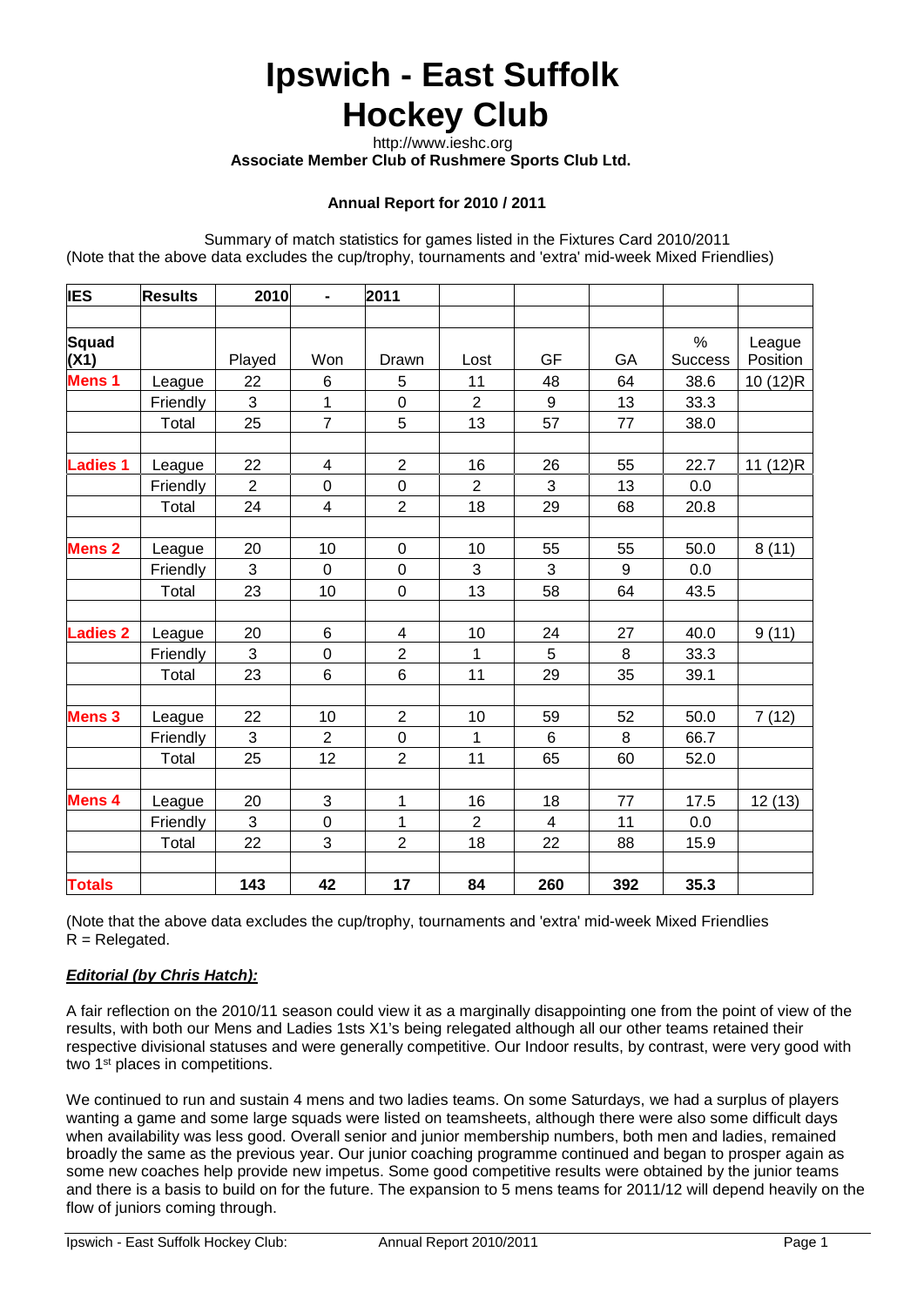# Ipswich - East Suffolk Hockey Club

http://www.ieshc.org

**Associate Member Club of Rushmere Sports Club Ltd.**

**Annual Report for 2010 / 2011**

Summary of match statistics for games listed in the Fixtures Card 2010/2011
(Note that the above data excludes the cup/trophy, tournaments and 'extra' mid-week Mixed Friendlies)

| **IES** | **Results** | **2010** | **-** | **2011** | | | | | |
|---|---|---|---|---|---|---|---|---|---|
| | | | | | | | | | |
| **Squad (X1)** | | Played | Won | Drawn | Lost | GF | GA | % Success | League Position |
| **Mens 1** | League | 22 | 6 | 5 | 11 | 48 | 64 | 38.6 | 10 (12)R |
| | Friendly | 3 | 1 | 0 | 2 | 9 | 13 | 33.3 | |
| | Total | 25 | 7 | 5 | 13 | 57 | 77 | 38.0 | |
| | | | | | | | | | |
| **Ladies 1** | League | 22 | 4 | 2 | 16 | 26 | 55 | 22.7 | 11 (12)R |
| | Friendly | 2 | 0 | 0 | 2 | 3 | 13 | 0.0 | |
| | Total | 24 | 4 | 2 | 18 | 29 | 68 | 20.8 | |
| | | | | | | | | | |
| **Mens 2** | League | 20 | 10 | 0 | 10 | 55 | 55 | 50.0 | 8 (11) |
| | Friendly | 3 | 0 | 0 | 3 | 3 | 9 | 0.0 | |
| | Total | 23 | 10 | 0 | 13 | 58 | 64 | 43.5 | |
| | | | | | | | | | |
| **Ladies 2** | League | 20 | 6 | 4 | 10 | 24 | 27 | 40.0 | 9 (11) |
| | Friendly | 3 | 0 | 2 | 1 | 5 | 8 | 33.3 | |
| | Total | 23 | 6 | 6 | 11 | 29 | 35 | 39.1 | |
| | | | | | | | | | |
| **Mens 3** | League | 22 | 10 | 2 | 10 | 59 | 52 | 50.0 | 7 (12) |
| | Friendly | 3 | 2 | 0 | 1 | 6 | 8 | 66.7 | |
| | Total | 25 | 12 | 2 | 11 | 65 | 60 | 52.0 | |
| | | | | | | | | | |
| **Mens 4** | League | 20 | 3 | 1 | 16 | 18 | 77 | 17.5 | 12 (13) |
| | Friendly | 3 | 0 | 1 | 2 | 4 | 11 | 0.0 | |
| | Total | 22 | 3 | 2 | 18 | 22 | 88 | 15.9 | |
| | | | | | | | | | |
| **Totals** | | **143** | **42** | **17** | **84** | **260** | **392** | **35.3** | |

(Note that the above data excludes the cup/trophy, tournaments and 'extra' mid-week Mixed Friendlies
R = Relegated.

***Editorial (by Chris Hatch):***

A fair reflection on the 2010/11 season could view it as a marginally disappointing one from the point of view of the results, with both our Mens and Ladies 1sts X1's being relegated although all our other teams retained their respective divisional statuses and were generally competitive. Our Indoor results, by contrast, were very good with two 1st places in competitions.

We continued to run and sustain 4 mens and two ladies teams. On some Saturdays, we had a surplus of players wanting a game and some large squads were listed on teamsheets, although there were also some difficult days when availability was less good. Overall senior and junior membership numbers, both men and ladies, remained broadly the same as the previous year. Our junior coaching programme continued and began to prosper again as some new coaches help provide new impetus. Some good competitive results were obtained by the junior teams and there is a basis to build on for the future. The expansion to 5 mens teams for 2011/12 will depend heavily on the flow of juniors coming through.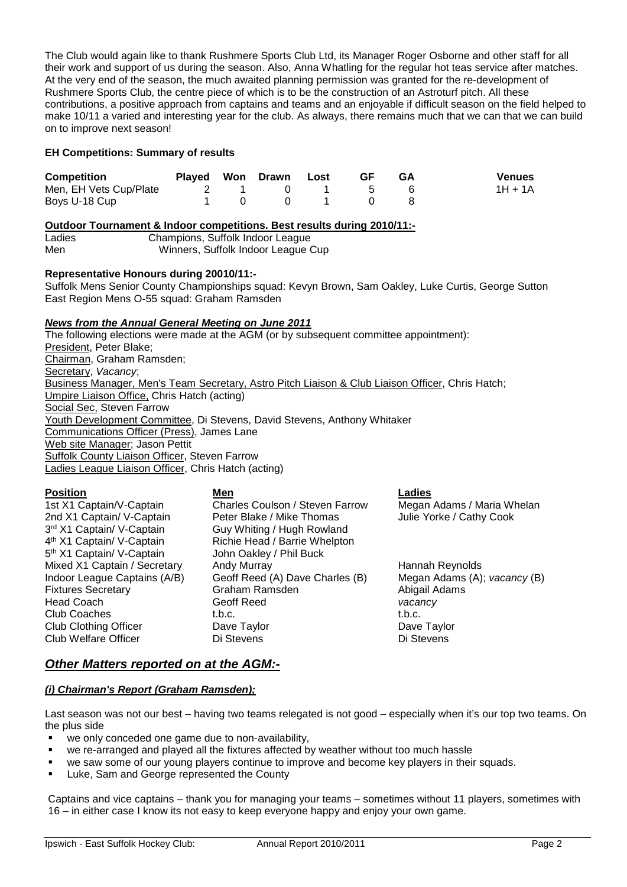The Club would again like to thank Rushmere Sports Club Ltd, its Manager Roger Osborne and other staff for all their work and support of us during the season. Also, Anna Whatling for the regular hot teas service after matches. At the very end of the season, the much awaited planning permission was granted for the re-development of Rushmere Sports Club, the centre piece of which is to be the construction of an Astroturf pitch. All these contributions, a positive approach from captains and teams and an enjoyable if difficult season on the field helped to make 10/11 a varied and interesting year for the club. As always, there remains much that we can that we can build on to improve next season!

**EH Competitions: Summary of results**

| Competition | Played | Won | Drawn | Lost | GF | GA | Venues |
|---|---|---|---|---|---|---|---|
| Men, EH Vets Cup/Plate | 2 | 1 | 0 | 1 | 5 | 6 | 1H + 1A |
| Boys U-18 Cup | 1 | 0 | 0 | 1 | 0 | 8 | |

**Outdoor Tournament & Indoor competitions. Best results during 2010/11:-**

| | |
|---|---|
| Ladies | Champions, Suffolk Indoor League |
| Men | Winners, Suffolk Indoor League Cup |

**Representative Honours during 20010/11:-**

Suffolk Mens Senior County Championships squad: Kevyn Brown, Sam Oakley, Luke Curtis, George Sutton
East Region Mens O-55 squad: Graham Ramsden

***News from the Annual General Meeting on June 2011***

The following elections were made at the AGM (or by subsequent committee appointment):
President, Peter Blake;
Chairman, Graham Ramsden;
Secretary, *Vacancy*;
Business Manager, Men's Team Secretary, Astro Pitch Liaison & Club Liaison Officer, Chris Hatch;
Umpire Liaison Office, Chris Hatch (acting)
Social Sec, Steven Farrow
Youth Development Committee, Di Stevens, David Stevens, Anthony Whitaker
Communications Officer (Press), James Lane
Web site Manager; Jason Pettit
Suffolk County Liaison Officer, Steven Farrow
Ladies League Liaison Officer, Chris Hatch (acting)

| Position | Men | Ladies |
|---|---|---|
| 1st X1 Captain/V-Captain | Charles Coulson / Steven Farrow | Megan Adams / Maria Whelan |
| 2nd X1 Captain/ V-Captain | Peter Blake / Mike Thomas | Julie Yorke / Cathy Cook |
| 3rd X1 Captain/ V-Captain | Guy Whiting / Hugh Rowland | |
| 4th X1 Captain/ V-Captain | Richie Head / Barrie Whelpton | |
| 5th X1 Captain/ V-Captain | John Oakley / Phil Buck | |
| Mixed X1 Captain / Secretary | Andy Murray | Hannah Reynolds |
| Indoor League Captains (A/B) | Geoff Reed (A) Dave Charles (B) | Megan Adams (A); *vacancy* (B) |
| Fixtures Secretary | Graham Ramsden | Abigail Adams |
| Head Coach | Geoff Reed | *vacancy* |
| Club Coaches | t.b.c. | t.b.c. |
| Club Clothing Officer | Dave Taylor | Dave Taylor |
| Club Welfare Officer | Di Stevens | Di Stevens |

## *Other Matters reported on at the AGM:-*

***(i) Chairman's Report (Graham Ramsden);***

Last season was not our best – having two teams relegated is not good – especially when it's our top two teams. On the plus side

- we only conceded one game due to non-availability,
- we re-arranged and played all the fixtures affected by weather without too much hassle
- we saw some of our young players continue to improve and become key players in their squads.
- Luke, Sam and George represented the County

Captains and vice captains – thank you for managing your teams – sometimes without 11 players, sometimes with 16 – in either case I know its not easy to keep everyone happy and enjoy your own game.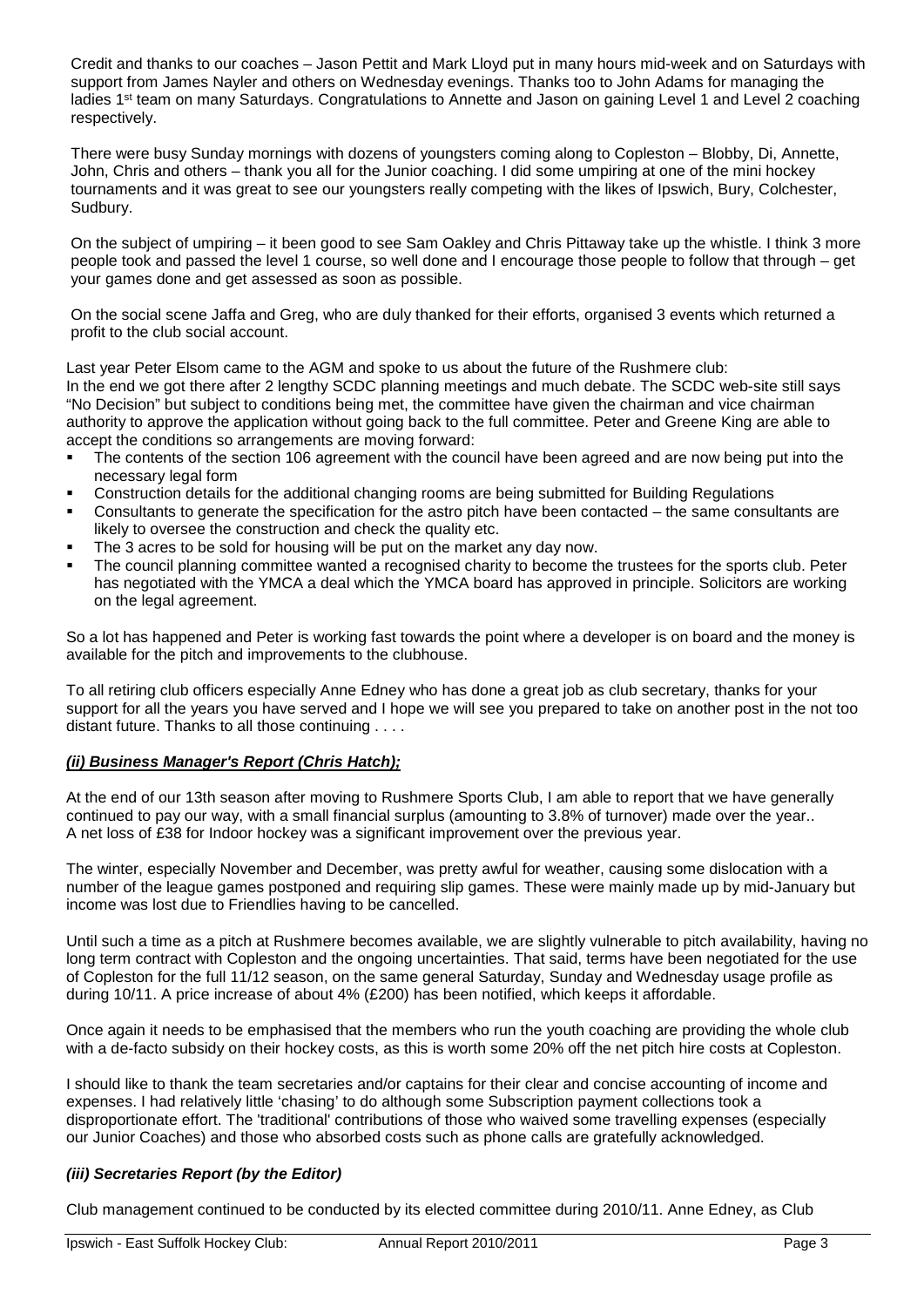Credit and thanks to our coaches – Jason Pettit and Mark Lloyd put in many hours mid-week and on Saturdays with support from James Nayler and others on Wednesday evenings. Thanks too to John Adams for managing the ladies 1st team on many Saturdays. Congratulations to Annette and Jason on gaining Level 1 and Level 2 coaching respectively.

There were busy Sunday mornings with dozens of youngsters coming along to Copleston – Blobby, Di, Annette, John, Chris and others – thank you all for the Junior coaching. I did some umpiring at one of the mini hockey tournaments and it was great to see our youngsters really competing with the likes of Ipswich, Bury, Colchester, Sudbury.

On the subject of umpiring – it been good to see Sam Oakley and Chris Pittaway take up the whistle. I think 3 more people took and passed the level 1 course, so well done and I encourage those people to follow that through – get your games done and get assessed as soon as possible.

On the social scene Jaffa and Greg, who are duly thanked for their efforts, organised 3 events which returned a profit to the club social account.

Last year Peter Elsom came to the AGM and spoke to us about the future of the Rushmere club:
In the end we got there after 2 lengthy SCDC planning meetings and much debate. The SCDC web-site still says "No Decision" but subject to conditions being met, the committee have given the chairman and vice chairman authority to approve the application without going back to the full committee. Peter and Greene King are able to accept the conditions so arrangements are moving forward:

- The contents of the section 106 agreement with the council have been agreed and are now being put into the necessary legal form
- Construction details for the additional changing rooms are being submitted for Building Regulations
- Consultants to generate the specification for the astro pitch have been contacted – the same consultants are likely to oversee the construction and check the quality etc.
- The 3 acres to be sold for housing will be put on the market any day now.
- The council planning committee wanted a recognised charity to become the trustees for the sports club. Peter has negotiated with the YMCA a deal which the YMCA board has approved in principle. Solicitors are working on the legal agreement.

So a lot has happened and Peter is working fast towards the point where a developer is on board and the money is available for the pitch and improvements to the clubhouse.

To all retiring club officers especially Anne Edney who has done a great job as club secretary, thanks for your support for all the years you have served and I hope we will see you prepared to take on another post in the not too distant future. Thanks to all those continuing . . . .

### ***(ii) Business Manager's Report (Chris Hatch);***

At the end of our 13th season after moving to Rushmere Sports Club, I am able to report that we have generally continued to pay our way, with a small financial surplus (amounting to 3.8% of turnover) made over the year..
A net loss of £38 for Indoor hockey was a significant improvement over the previous year.

The winter, especially November and December, was pretty awful for weather, causing some dislocation with a number of the league games postponed and requiring slip games. These were mainly made up by mid-January but income was lost due to Friendlies having to be cancelled.

Until such a time as a pitch at Rushmere becomes available, we are slightly vulnerable to pitch availability, having no long term contract with Copleston and the ongoing uncertainties. That said, terms have been negotiated for the use of Copleston for the full 11/12 season, on the same general Saturday, Sunday and Wednesday usage profile as during 10/11. A price increase of about 4% (£200) has been notified, which keeps it affordable.

Once again it needs to be emphasised that the members who run the youth coaching are providing the whole club with a de-facto subsidy on their hockey costs, as this is worth some 20% off the net pitch hire costs at Copleston.

I should like to thank the team secretaries and/or captains for their clear and concise accounting of income and expenses. I had relatively little 'chasing' to do although some Subscription payment collections took a disproportionate effort. The 'traditional' contributions of those who waived some travelling expenses (especially our Junior Coaches) and those who absorbed costs such as phone calls are gratefully acknowledged.

### ***(iii) Secretaries Report (by the Editor)***

Club management continued to be conducted by its elected committee during 2010/11. Anne Edney, as Club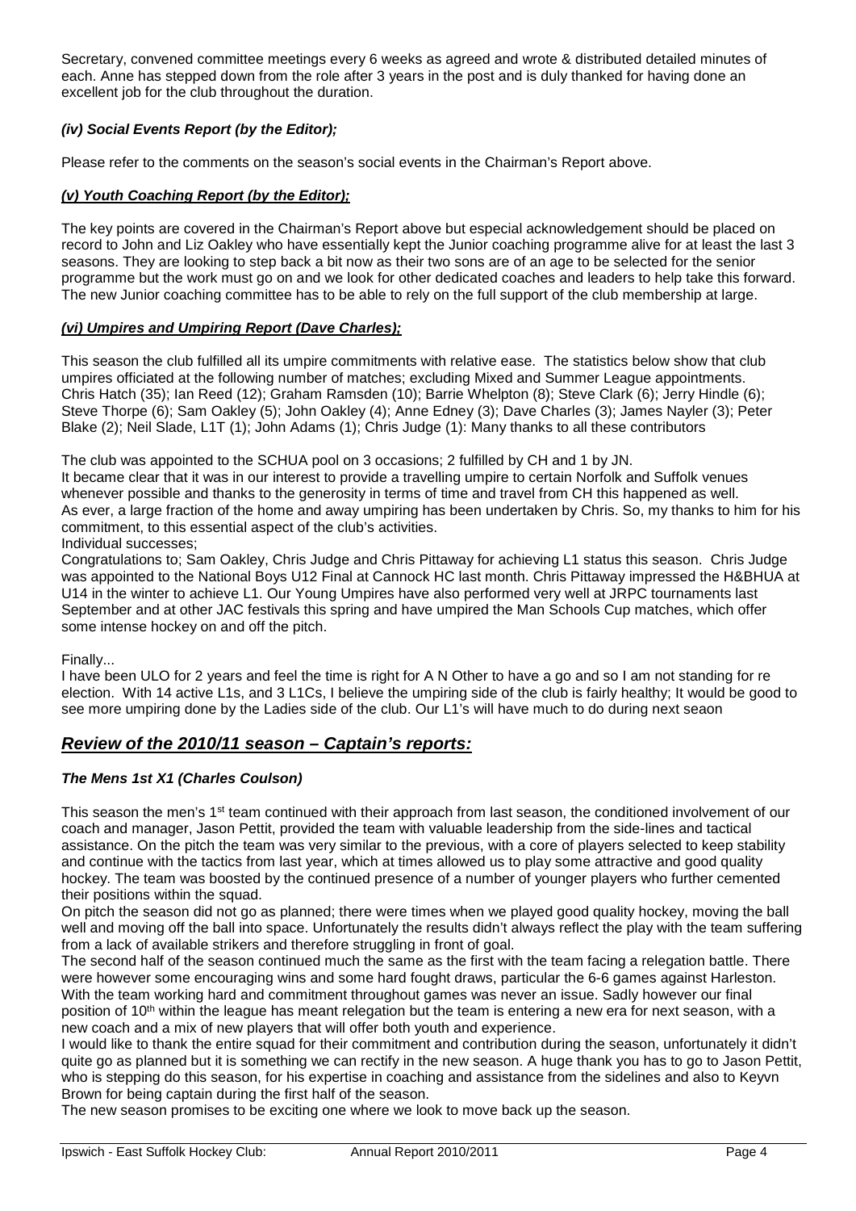Secretary, convened committee meetings every 6 weeks as agreed and wrote & distributed detailed minutes of each. Anne has stepped down from the role after 3 years in the post and is duly thanked for having done an excellent job for the club throughout the duration.

### *(iv) Social Events Report (by the Editor);*

Please refer to the comments on the season's social events in the Chairman's Report above.

### ***(v) Youth Coaching Report (by the Editor);***

The key points are covered in the Chairman's Report above but especial acknowledgement should be placed on record to John and Liz Oakley who have essentially kept the Junior coaching programme alive for at least the last 3 seasons. They are looking to step back a bit now as their two sons are of an age to be selected for the senior programme but the work must go on and we look for other dedicated coaches and leaders to help take this forward. The new Junior coaching committee has to be able to rely on the full support of the club membership at large.

### ***(vi) Umpires and Umpiring Report (Dave Charles);***

This season the club fulfilled all its umpire commitments with relative ease. The statistics below show that club umpires officiated at the following number of matches; excluding Mixed and Summer League appointments.
Chris Hatch (35); Ian Reed (12); Graham Ramsden (10); Barrie Whelpton (8); Steve Clark (6); Jerry Hindle (6); Steve Thorpe (6); Sam Oakley (5); John Oakley (4); Anne Edney (3); Dave Charles (3); James Nayler (3); Peter Blake (2); Neil Slade, L1T (1); John Adams (1); Chris Judge (1): Many thanks to all these contributors

The club was appointed to the SCHUA pool on 3 occasions; 2 fulfilled by CH and 1 by JN.
It became clear that it was in our interest to provide a travelling umpire to certain Norfolk and Suffolk venues whenever possible and thanks to the generosity in terms of time and travel from CH this happened as well.
As ever, a large fraction of the home and away umpiring has been undertaken by Chris. So, my thanks to him for his commitment, to this essential aspect of the club's activities.
Individual successes;
Congratulations to; Sam Oakley, Chris Judge and Chris Pittaway for achieving L1 status this season. Chris Judge was appointed to the National Boys U12 Final at Cannock HC last month. Chris Pittaway impressed the H&BHUA at U14 in the winter to achieve L1. Our Young Umpires have also performed very well at JRPC tournaments last September and at other JAC festivals this spring and have umpired the Man Schools Cup matches, which offer some intense hockey on and off the pitch.

Finally...
I have been ULO for 2 years and feel the time is right for A N Other to have a go and so I am not standing for re election. With 14 active L1s, and 3 L1Cs, I believe the umpiring side of the club is fairly healthy; It would be good to see more umpiring done by the Ladies side of the club. Our L1's will have much to do during next seaon

## ***Review of the 2010/11 season – Captain's reports:***

### ***The Mens 1st X1 (Charles Coulson)***

This season the men's 1st team continued with their approach from last season, the conditioned involvement of our coach and manager, Jason Pettit, provided the team with valuable leadership from the side-lines and tactical assistance. On the pitch the team was very similar to the previous, with a core of players selected to keep stability and continue with the tactics from last year, which at times allowed us to play some attractive and good quality hockey. The team was boosted by the continued presence of a number of younger players who further cemented their positions within the squad.
On pitch the season did not go as planned; there were times when we played good quality hockey, moving the ball well and moving off the ball into space. Unfortunately the results didn't always reflect the play with the team suffering from a lack of available strikers and therefore struggling in front of goal.
The second half of the season continued much the same as the first with the team facing a relegation battle. There were however some encouraging wins and some hard fought draws, particular the 6-6 games against Harleston. With the team working hard and commitment throughout games was never an issue. Sadly however our final position of 10th within the league has meant relegation but the team is entering a new era for next season, with a new coach and a mix of new players that will offer both youth and experience.
I would like to thank the entire squad for their commitment and contribution during the season, unfortunately it didn't quite go as planned but it is something we can rectify in the new season. A huge thank you has to go to Jason Pettit, who is stepping do this season, for his expertise in coaching and assistance from the sidelines and also to Keyvn Brown for being captain during the first half of the season.
The new season promises to be exciting one where we look to move back up the season.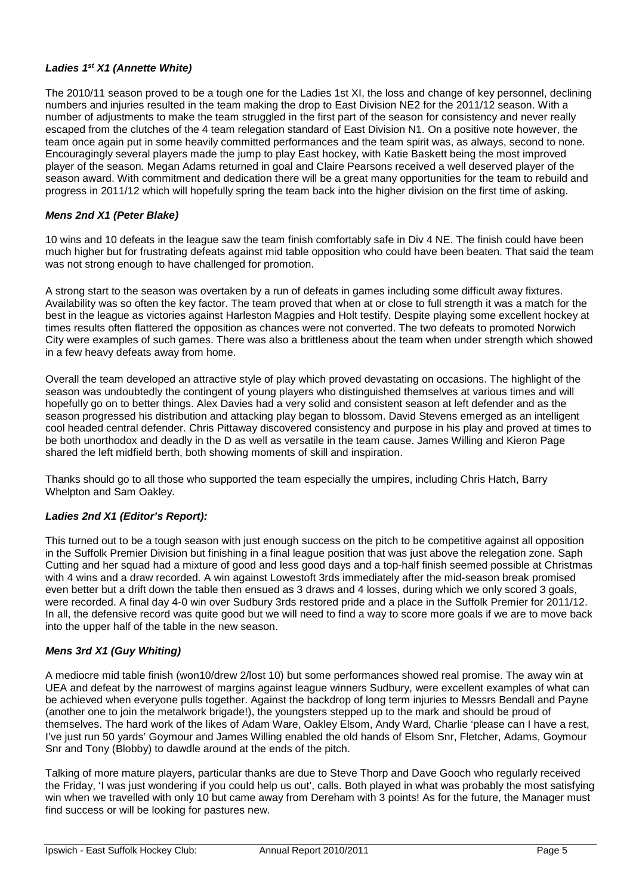### *Ladies 1st X1 (Annette White)*

The 2010/11 season proved to be a tough one for the Ladies 1st XI, the loss and change of key personnel, declining numbers and injuries resulted in the team making the drop to East Division NE2 for the 2011/12 season. With a number of adjustments to make the team struggled in the first part of the season for consistency and never really escaped from the clutches of the 4 team relegation standard of East Division N1. On a positive note however, the team once again put in some heavily committed performances and the team spirit was, as always, second to none. Encouragingly several players made the jump to play East hockey, with Katie Baskett being the most improved player of the season. Megan Adams returned in goal and Claire Pearsons received a well deserved player of the season award. With commitment and dedication there will be a great many opportunities for the team to rebuild and progress in 2011/12 which will hopefully spring the team back into the higher division on the first time of asking.

### *Mens 2nd X1 (Peter Blake)*

10 wins and 10 defeats in the league saw the team finish comfortably safe in Div 4 NE. The finish could have been much higher but for frustrating defeats against mid table opposition who could have been beaten. That said the team was not strong enough to have challenged for promotion.

A strong start to the season was overtaken by a run of defeats in games including some difficult away fixtures. Availability was so often the key factor. The team proved that when at or close to full strength it was a match for the best in the league as victories against Harleston Magpies and Holt testify. Despite playing some excellent hockey at times results often flattered the opposition as chances were not converted. The two defeats to promoted Norwich City were examples of such games. There was also a brittleness about the team when under strength which showed in a few heavy defeats away from home.

Overall the team developed an attractive style of play which proved devastating on occasions. The highlight of the season was undoubtedly the contingent of young players who distinguished themselves at various times and will hopefully go on to better things. Alex Davies had a very solid and consistent season at left defender and as the season progressed his distribution and attacking play began to blossom. David Stevens emerged as an intelligent cool headed central defender. Chris Pittaway discovered consistency and purpose in his play and proved at times to be both unorthodox and deadly in the D as well as versatile in the team cause. James Willing and Kieron Page shared the left midfield berth, both showing moments of skill and inspiration.

Thanks should go to all those who supported the team especially the umpires, including Chris Hatch, Barry Whelpton and Sam Oakley.

### *Ladies 2nd X1 (Editor's Report):*

This turned out to be a tough season with just enough success on the pitch to be competitive against all opposition in the Suffolk Premier Division but finishing in a final league position that was just above the relegation zone. Saph Cutting and her squad had a mixture of good and less good days and a top-half finish seemed possible at Christmas with 4 wins and a draw recorded. A win against Lowestoft 3rds immediately after the mid-season break promised even better but a drift down the table then ensued as 3 draws and 4 losses, during which we only scored 3 goals, were recorded. A final day 4-0 win over Sudbury 3rds restored pride and a place in the Suffolk Premier for 2011/12. In all, the defensive record was quite good but we will need to find a way to score more goals if we are to move back into the upper half of the table in the new season.

### *Mens 3rd X1 (Guy Whiting)*

A mediocre mid table finish (won10/drew 2/lost 10) but some performances showed real promise. The away win at UEA and defeat by the narrowest of margins against league winners Sudbury, were excellent examples of what can be achieved when everyone pulls together. Against the backdrop of long term injuries to Messrs Bendall and Payne (another one to join the metalwork brigade!), the youngsters stepped up to the mark and should be proud of themselves. The hard work of the likes of Adam Ware, Oakley Elsom, Andy Ward, Charlie 'please can I have a rest, I've just run 50 yards' Goymour and James Willing enabled the old hands of Elsom Snr, Fletcher, Adams, Goymour Snr and Tony (Blobby) to dawdle around at the ends of the pitch.

Talking of more mature players, particular thanks are due to Steve Thorp and Dave Gooch who regularly received the Friday, 'I was just wondering if you could help us out', calls. Both played in what was probably the most satisfying win when we travelled with only 10 but came away from Dereham with 3 points! As for the future, the Manager must find success or will be looking for pastures new.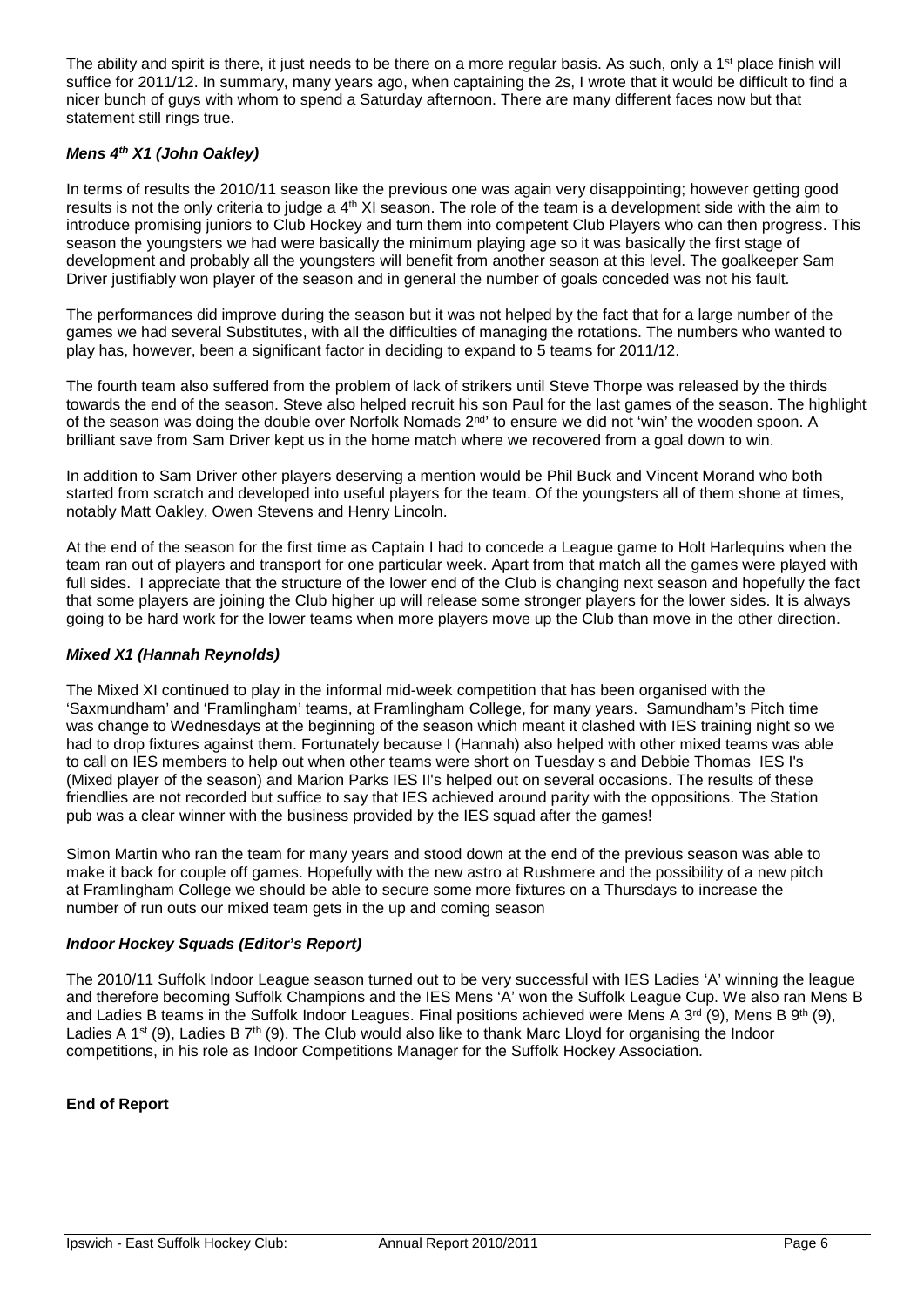The ability and spirit is there, it just needs to be there on a more regular basis. As such, only a 1st place finish will suffice for 2011/12. In summary, many years ago, when captaining the 2s, I wrote that it would be difficult to find a nicer bunch of guys with whom to spend a Saturday afternoon. There are many different faces now but that statement still rings true.

### *Mens 4th X1 (John Oakley)*

In terms of results the 2010/11 season like the previous one was again very disappointing; however getting good results is not the only criteria to judge a 4th XI season. The role of the team is a development side with the aim to introduce promising juniors to Club Hockey and turn them into competent Club Players who can then progress. This season the youngsters we had were basically the minimum playing age so it was basically the first stage of development and probably all the youngsters will benefit from another season at this level. The goalkeeper Sam Driver justifiably won player of the season and in general the number of goals conceded was not his fault.

The performances did improve during the season but it was not helped by the fact that for a large number of the games we had several Substitutes, with all the difficulties of managing the rotations. The numbers who wanted to play has, however, been a significant factor in deciding to expand to 5 teams for 2011/12.

The fourth team also suffered from the problem of lack of strikers until Steve Thorpe was released by the thirds towards the end of the season. Steve also helped recruit his son Paul for the last games of the season. The highlight of the season was doing the double over Norfolk Nomads 2nd' to ensure we did not 'win' the wooden spoon. A brilliant save from Sam Driver kept us in the home match where we recovered from a goal down to win.

In addition to Sam Driver other players deserving a mention would be Phil Buck and Vincent Morand who both started from scratch and developed into useful players for the team. Of the youngsters all of them shone at times, notably Matt Oakley, Owen Stevens and Henry Lincoln.

At the end of the season for the first time as Captain I had to concede a League game to Holt Harlequins when the team ran out of players and transport for one particular week. Apart from that match all the games were played with full sides. I appreciate that the structure of the lower end of the Club is changing next season and hopefully the fact that some players are joining the Club higher up will release some stronger players for the lower sides. It is always going to be hard work for the lower teams when more players move up the Club than move in the other direction.

### *Mixed X1 (Hannah Reynolds)*

The Mixed XI continued to play in the informal mid-week competition that has been organised with the 'Saxmundham' and 'Framlingham' teams, at Framlingham College, for many years. Samundham's Pitch time was change to Wednesdays at the beginning of the season which meant it clashed with IES training night so we had to drop fixtures against them. Fortunately because I (Hannah) also helped with other mixed teams was able to call on IES members to help out when other teams were short on Tuesday s and Debbie Thomas IES I's (Mixed player of the season) and Marion Parks IES II's helped out on several occasions. The results of these friendlies are not recorded but suffice to say that IES achieved around parity with the oppositions. The Station pub was a clear winner with the business provided by the IES squad after the games!

Simon Martin who ran the team for many years and stood down at the end of the previous season was able to make it back for couple off games. Hopefully with the new astro at Rushmere and the possibility of a new pitch at Framlingham College we should be able to secure some more fixtures on a Thursdays to increase the number of run outs our mixed team gets in the up and coming season

### *Indoor Hockey Squads (Editor's Report)*

The 2010/11 Suffolk Indoor League season turned out to be very successful with IES Ladies 'A' winning the league and therefore becoming Suffolk Champions and the IES Mens 'A' won the Suffolk League Cup. We also ran Mens B and Ladies B teams in the Suffolk Indoor Leagues. Final positions achieved were Mens A 3rd (9), Mens B 9th (9), Ladies A 1st (9), Ladies B 7th (9). The Club would also like to thank Marc Lloyd for organising the Indoor competitions, in his role as Indoor Competitions Manager for the Suffolk Hockey Association.

**End of Report**